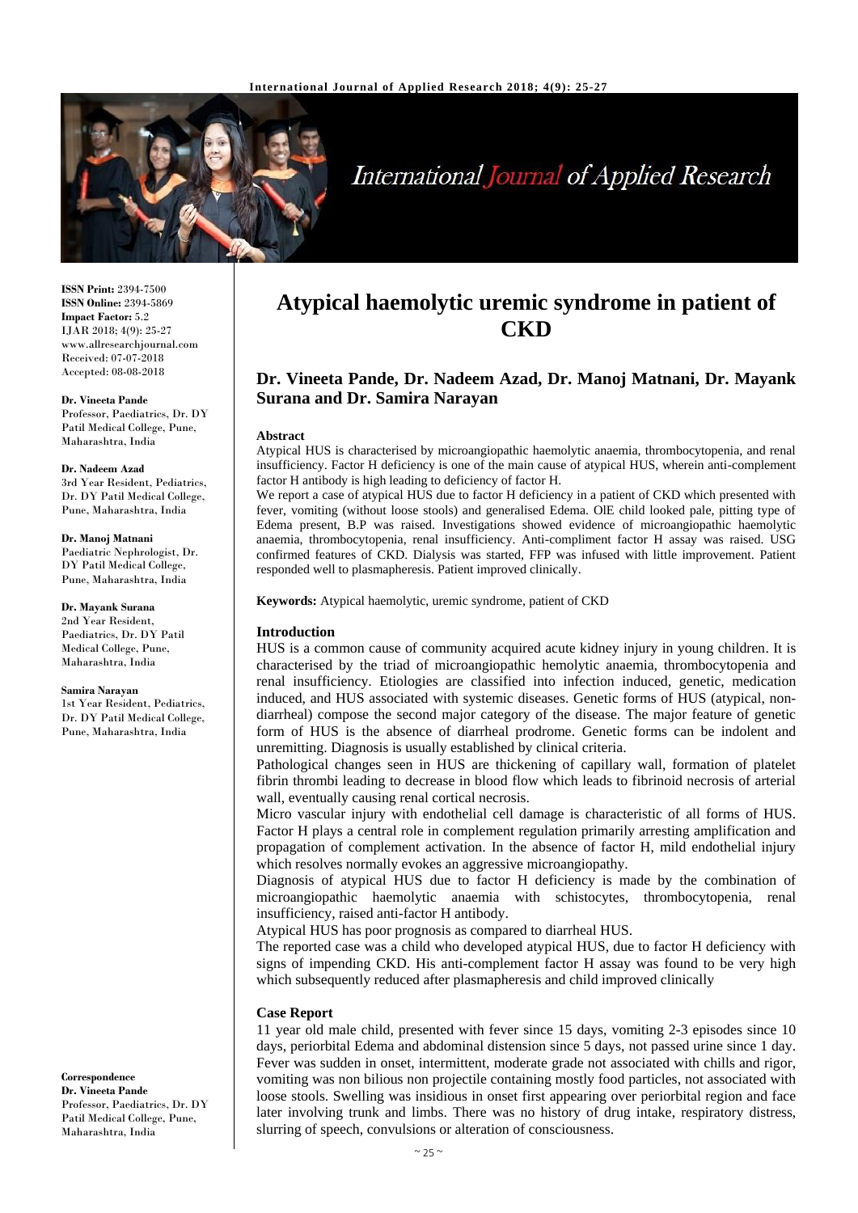# Atypical haemolytic uremic syndrome in patient of CKD

**Dr. Vineeta Pande, Dr. Nadeem Azad, Dr. Manoj Matnani, Dr. Mayank Surana and Dr. Samira Narayan**

**ISSN Print:** 2394-7500
**ISSN Online:** 2394-5869
**Impact Factor:** 5.2
IJAR 2018; 4(9): 25-27
www.allresearchjournal.com
Received: 07-07-2018
Accepted: 08-08-2018

**Dr. Vineeta Pande**
Professor, Paediatrics, Dr. DY Patil Medical College, Pune, Maharashtra, India

**Dr. Nadeem Azad**
3rd Year Resident, Pediatrics, Dr. DY Patil Medical College, Pune, Maharashtra, India

**Dr. Manoj Matnani**
Paediatric Nephrologist, Dr. DY Patil Medical College, Pune, Maharashtra, India

**Dr. Mayank Surana**
2nd Year Resident, Paediatrics, Dr. DY Patil Medical College, Pune, Maharashtra, India

**Samira Narayan**
1st Year Resident, Pediatrics, Dr. DY Patil Medical College, Pune, Maharashtra, India

**Correspondence**
**Dr. Vineeta Pande**
Professor, Paediatrics, Dr. DY Patil Medical College, Pune, Maharashtra, India

### Abstract

Atypical HUS is characterised by microangiopathic haemolytic anaemia, thrombocytopenia, and renal insufficiency. Factor H deficiency is one of the main cause of atypical HUS, wherein anti-complement factor H antibody is high leading to deficiency of factor H.

We report a case of atypical HUS due to factor H deficiency in a patient of CKD which presented with fever, vomiting (without loose stools) and generalised Edema. OlE child looked pale, pitting type of Edema present, B.P was raised. Investigations showed evidence of microangiopathic haemolytic anaemia, thrombocytopenia, renal insufficiency. Anti-compliment factor H assay was raised. USG confirmed features of CKD. Dialysis was started, FFP was infused with little improvement. Patient responded well to plasmapheresis. Patient improved clinically.

**Keywords:** Atypical haemolytic, uremic syndrome, patient of CKD

### Introduction

HUS is a common cause of community acquired acute kidney injury in young children. It is characterised by the triad of microangiopathic hemolytic anaemia, thrombocytopenia and renal insufficiency. Etiologies are classified into infection induced, genetic, medication induced, and HUS associated with systemic diseases. Genetic forms of HUS (atypical, non-diarrheal) compose the second major category of the disease. The major feature of genetic form of HUS is the absence of diarrheal prodrome. Genetic forms can be indolent and unremitting. Diagnosis is usually established by clinical criteria.

Pathological changes seen in HUS are thickening of capillary wall, formation of platelet fibrin thrombi leading to decrease in blood flow which leads to fibrinoid necrosis of arterial wall, eventually causing renal cortical necrosis.

Micro vascular injury with endothelial cell damage is characteristic of all forms of HUS. Factor H plays a central role in complement regulation primarily arresting amplification and propagation of complement activation. In the absence of factor H, mild endothelial injury which resolves normally evokes an aggressive microangiopathy.

Diagnosis of atypical HUS due to factor H deficiency is made by the combination of microangiopathic haemolytic anaemia with schistocytes, thrombocytopenia, renal insufficiency, raised anti-factor H antibody.

Atypical HUS has poor prognosis as compared to diarrheal HUS.

The reported case was a child who developed atypical HUS, due to factor H deficiency with signs of impending CKD. His anti-complement factor H assay was found to be very high which subsequently reduced after plasmapheresis and child improved clinically

### Case Report

11 year old male child, presented with fever since 15 days, vomiting 2-3 episodes since 10 days, periorbital Edema and abdominal distension since 5 days, not passed urine since 1 day. Fever was sudden in onset, intermittent, moderate grade not associated with chills and rigor, vomiting was non bilious non projectile containing mostly food particles, not associated with loose stools. Swelling was insidious in onset first appearing over periorbital region and face later involving trunk and limbs. There was no history of drug intake, respiratory distress, slurring of speech, convulsions or alteration of consciousness.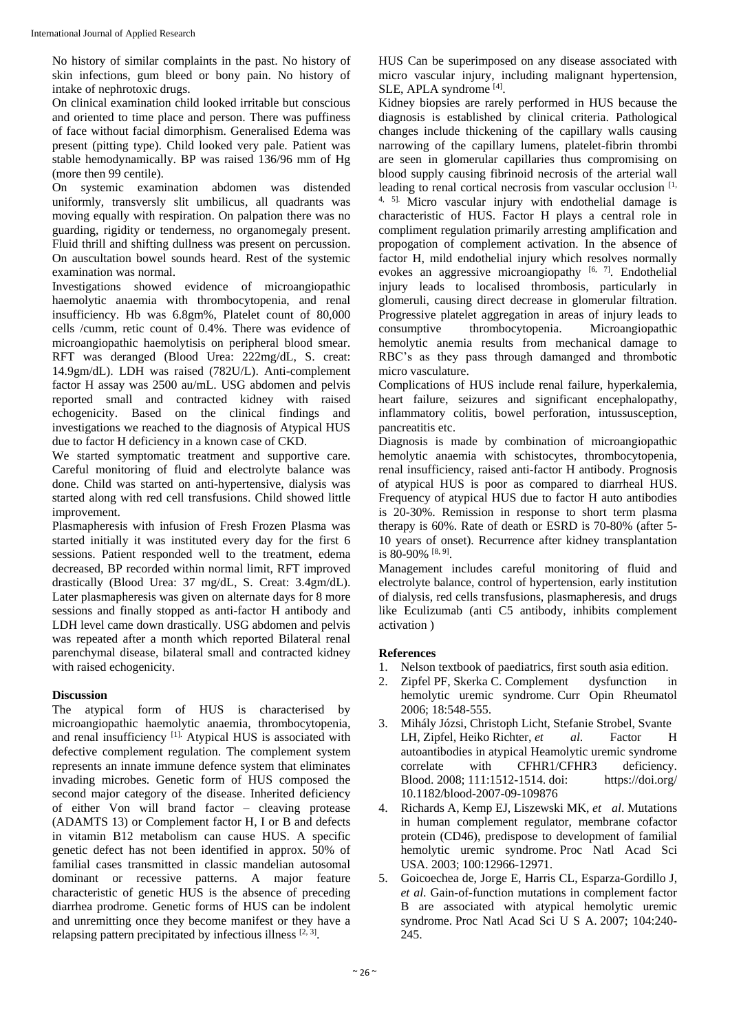No history of similar complaints in the past. No history of skin infections, gum bleed or bony pain. No history of intake of nephrotoxic drugs.

On clinical examination child looked irritable but conscious and oriented to time place and person. There was puffiness of face without facial dimorphism. Generalised Edema was present (pitting type). Child looked very pale. Patient was stable hemodynamically. BP was raised 136/96 mm of Hg (more then 99 centile).

On systemic examination abdomen was distended uniformly, transversly slit umbilicus, all quadrants was moving equally with respiration. On palpation there was no guarding, rigidity or tenderness, no organomegaly present. Fluid thrill and shifting dullness was present on percussion. On auscultation bowel sounds heard. Rest of the systemic examination was normal.

Investigations showed evidence of microangiopathic haemolytic anaemia with thrombocytopenia, and renal insufficiency. Hb was 6.8gm%, Platelet count of 80,000 cells /cumm, retic count of 0.4%. There was evidence of microangiopathic haemolytisis on peripheral blood smear. RFT was deranged (Blood Urea: 222mg/dL, S. creat: 14.9gm/dL). LDH was raised (782U/L). Anti-complement factor H assay was 2500 au/mL. USG abdomen and pelvis reported small and contracted kidney with raised echogenicity. Based on the clinical findings and investigations we reached to the diagnosis of Atypical HUS due to factor H deficiency in a known case of CKD.

We started symptomatic treatment and supportive care. Careful monitoring of fluid and electrolyte balance was done. Child was started on anti-hypertensive, dialysis was started along with red cell transfusions. Child showed little improvement.

Plasmapheresis with infusion of Fresh Frozen Plasma was started initially it was instituted every day for the first 6 sessions. Patient responded well to the treatment, edema decreased, BP recorded within normal limit, RFT improved drastically (Blood Urea: 37 mg/dL, S. Creat: 3.4gm/dL). Later plasmapheresis was given on alternate days for 8 more sessions and finally stopped as anti-factor H antibody and LDH level came down drastically. USG abdomen and pelvis was repeated after a month which reported Bilateral renal parenchymal disease, bilateral small and contracted kidney with raised echogenicity.

## Discussion

The atypical form of HUS is characterised by microangiopathic haemolytic anaemia, thrombocytopenia, and renal insufficiency [1]. Atypical HUS is associated with defective complement regulation. The complement system represents an innate immune defence system that eliminates invading microbes. Genetic form of HUS composed the second major category of the disease. Inherited deficiency of either Von will brand factor – cleaving protease (ADAMTS 13) or Complement factor H, I or B and defects in vitamin B12 metabolism can cause HUS. A specific genetic defect has not been identified in approx. 50% of familial cases transmitted in classic mandelian autosomal dominant or recessive patterns. A major feature characteristic of genetic HUS is the absence of preceding diarrhea prodrome. Genetic forms of HUS can be indolent and unremitting once they become manifest or they have a relapsing pattern precipitated by infectious illness [2, 3].

HUS Can be superimposed on any disease associated with micro vascular injury, including malignant hypertension, SLE, APLA syndrome [4].

Kidney biopsies are rarely performed in HUS because the diagnosis is established by clinical criteria. Pathological changes include thickening of the capillary walls causing narrowing of the capillary lumens, platelet-fibrin thrombi are seen in glomerular capillaries thus compromising on blood supply causing fibrinoid necrosis of the arterial wall leading to renal cortical necrosis from vascular occlusion [1, 4, 5]. Micro vascular injury with endothelial damage is characteristic of HUS. Factor H plays a central role in compliment regulation primarily arresting amplification and propogation of complement activation. In the absence of factor H, mild endothelial injury which resolves normally evokes an aggressive microangiopathy [6, 7]. Endothelial injury leads to localised thrombosis, particularly in glomeruli, causing direct decrease in glomerular filtration. Progressive platelet aggregation in areas of injury leads to consumptive thrombocytopenia. Microangiopathic hemolytic anemia results from mechanical damage to RBC's as they pass through damanged and thrombotic micro vasculature.

Complications of HUS include renal failure, hyperkalemia, heart failure, seizures and significant encephalopathy, inflammatory colitis, bowel perforation, intussusception, pancreatitis etc.

Diagnosis is made by combination of microangiopathic hemolytic anaemia with schistocytes, thrombocytopenia, renal insufficiency, raised anti-factor H antibody. Prognosis of atypical HUS is poor as compared to diarrheal HUS. Frequency of atypical HUS due to factor H auto antibodies is 20-30%. Remission in response to short term plasma therapy is 60%. Rate of death or ESRD is 70-80% (after 5-10 years of onset). Recurrence after kidney transplantation is 80-90% [8, 9].

Management includes careful monitoring of fluid and electrolyte balance, control of hypertension, early institution of dialysis, red cells transfusions, plasmapheresis, and drugs like Eculizumab (anti C5 antibody, inhibits complement activation )

## References

1. Nelson textbook of paediatrics, first south asia edition.
2. Zipfel PF, Skerka C. Complement dysfunction in hemolytic uremic syndrome. Curr Opin Rheumatol 2006; 18:548-555.
3. Mihály Józsi, Christoph Licht, Stefanie Strobel, Svante LH, Zipfel, Heiko Richter, *et al.* Factor H autoantibodies in atypical Heamolytic uremic syndrome correlate with CFHR1/CFHR3 deficiency. Blood. 2008; 111:1512-1514. doi: https://doi.org/ 10.1182/blood-2007-09-109876
4. Richards A, Kemp EJ, Liszewski MK, *et al*. Mutations in human complement regulator, membrane cofactor protein (CD46), predispose to development of familial hemolytic uremic syndrome. Proc Natl Acad Sci USA. 2003; 100:12966-12971.
5. Goicoechea de, Jorge E, Harris CL, Esparza-Gordillo J, *et al.* Gain-of-function mutations in complement factor B are associated with atypical hemolytic uremic syndrome. Proc Natl Acad Sci U S A. 2007; 104:240-245.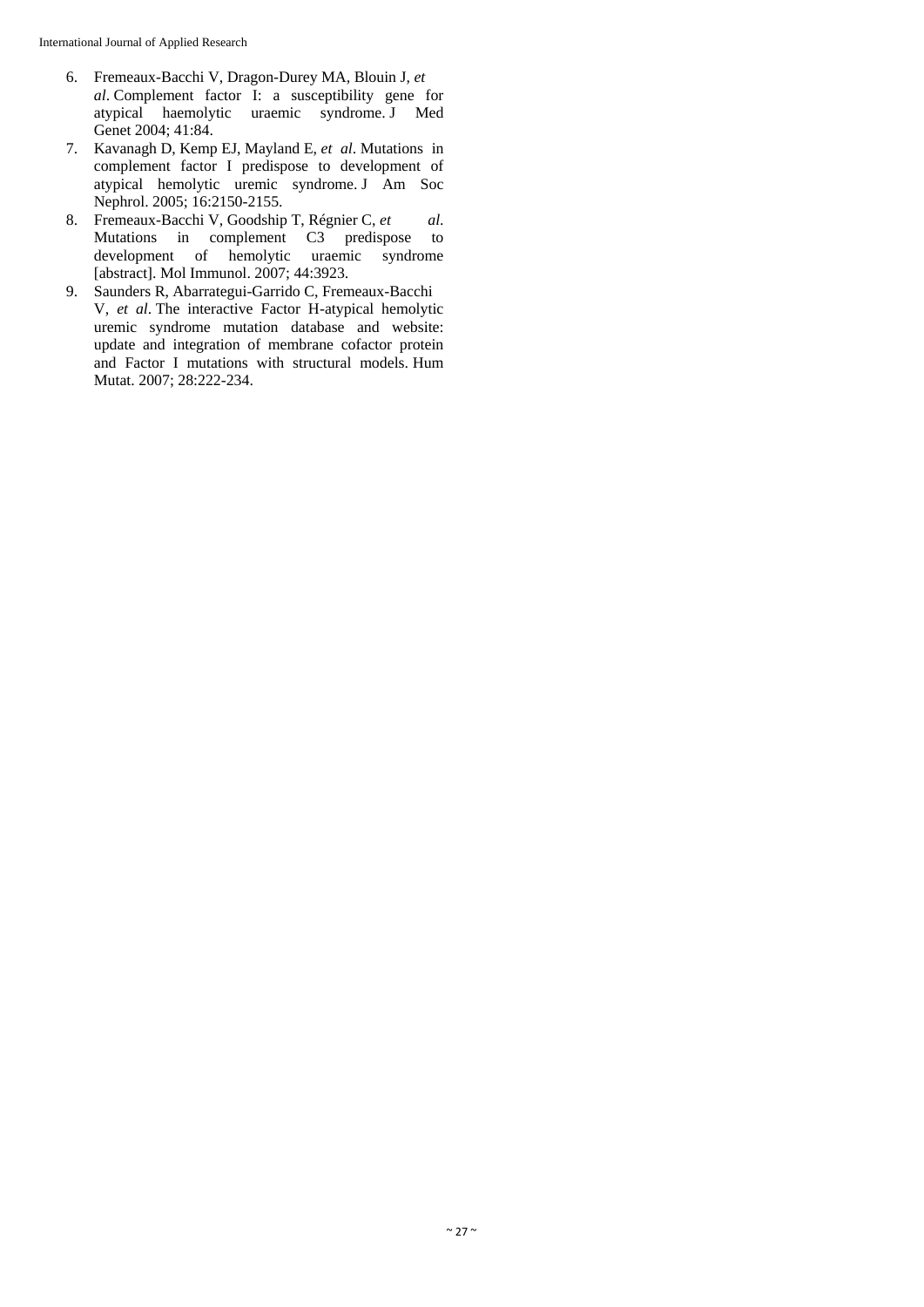6. Fremeaux-Bacchi V, Dragon-Durey MA, Blouin J, *et al*. Complement factor I: a susceptibility gene for atypical haemolytic uraemic syndrome. J Med Genet 2004; 41:84.
7. Kavanagh D, Kemp EJ, Mayland E, *et al*. Mutations in complement factor I predispose to development of atypical hemolytic uremic syndrome. J Am Soc Nephrol. 2005; 16:2150-2155.
8. Fremeaux-Bacchi V, Goodship T, Régnier C, *et al*. Mutations in complement C3 predispose to development of hemolytic uraemic syndrome [abstract]. Mol Immunol. 2007; 44:3923.
9. Saunders R, Abarrategui-Garrido C, Fremeaux-Bacchi V, *et al*. The interactive Factor H-atypical hemolytic uremic syndrome mutation database and website: update and integration of membrane cofactor protein and Factor I mutations with structural models. Hum Mutat. 2007; 28:222-234.